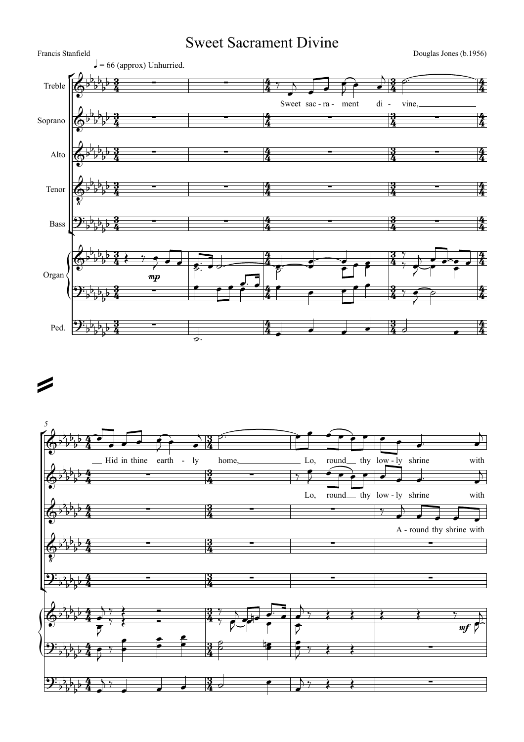# Sweet Sacrament Divine

Francis Stanfield

Douglas Jones (b.1956)

♩ = 66 (approx) Unhurried.

Treble: Sweet sac - ra - ment di - vine, Hid in thine earth - ly home, Lo, round thy low - ly shrine with

Soprano: Lo, round thy low - ly shrine with

Alto: A - round thy shrine with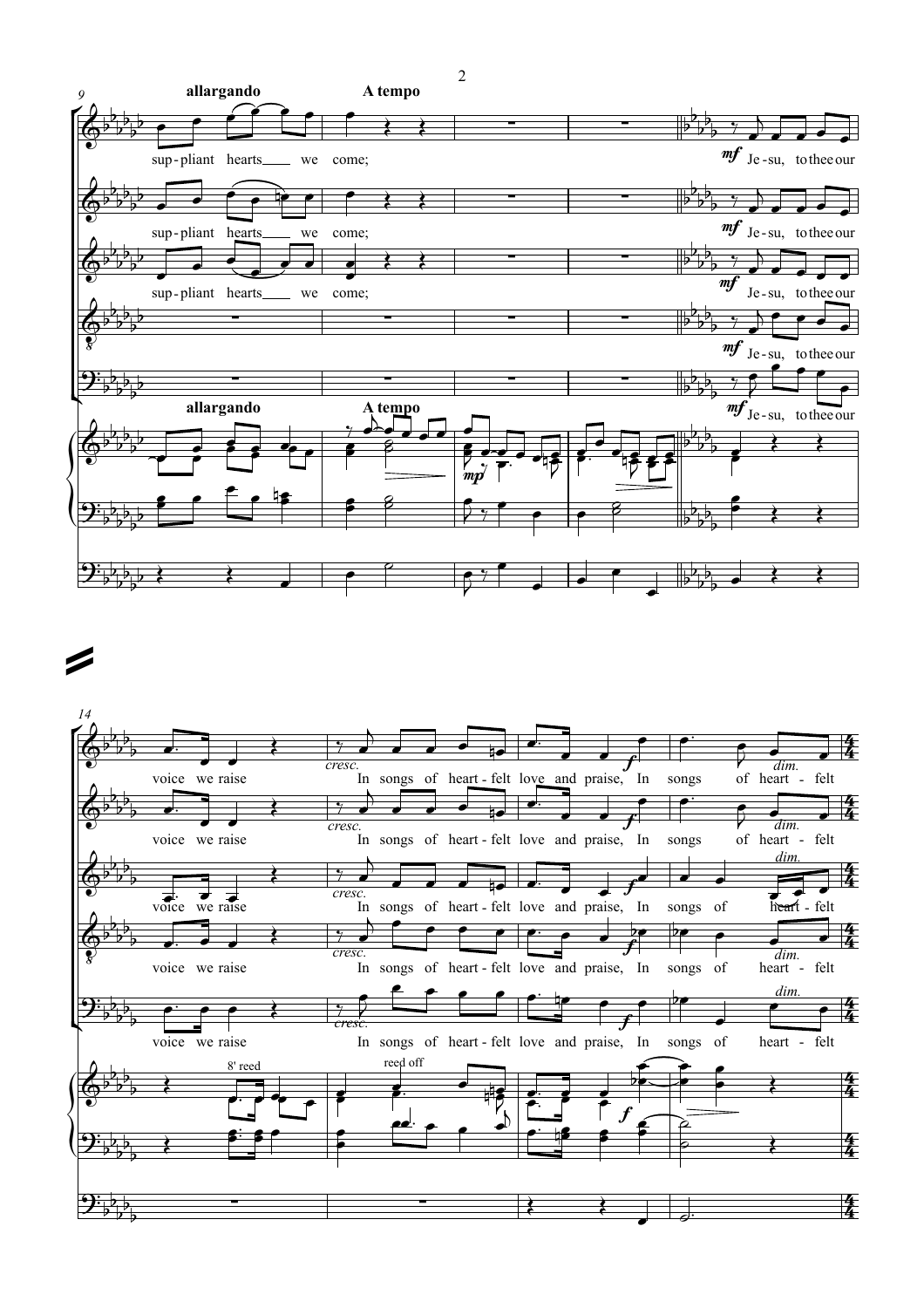**allargando** **A tempo**

sup - pliant hearts we come;

*mf* Je - su, to thee our

voice we raise

*cresc.* In songs of heart - felt love and praise, *f* In songs of heart - felt *dim.*

8' reed

reed off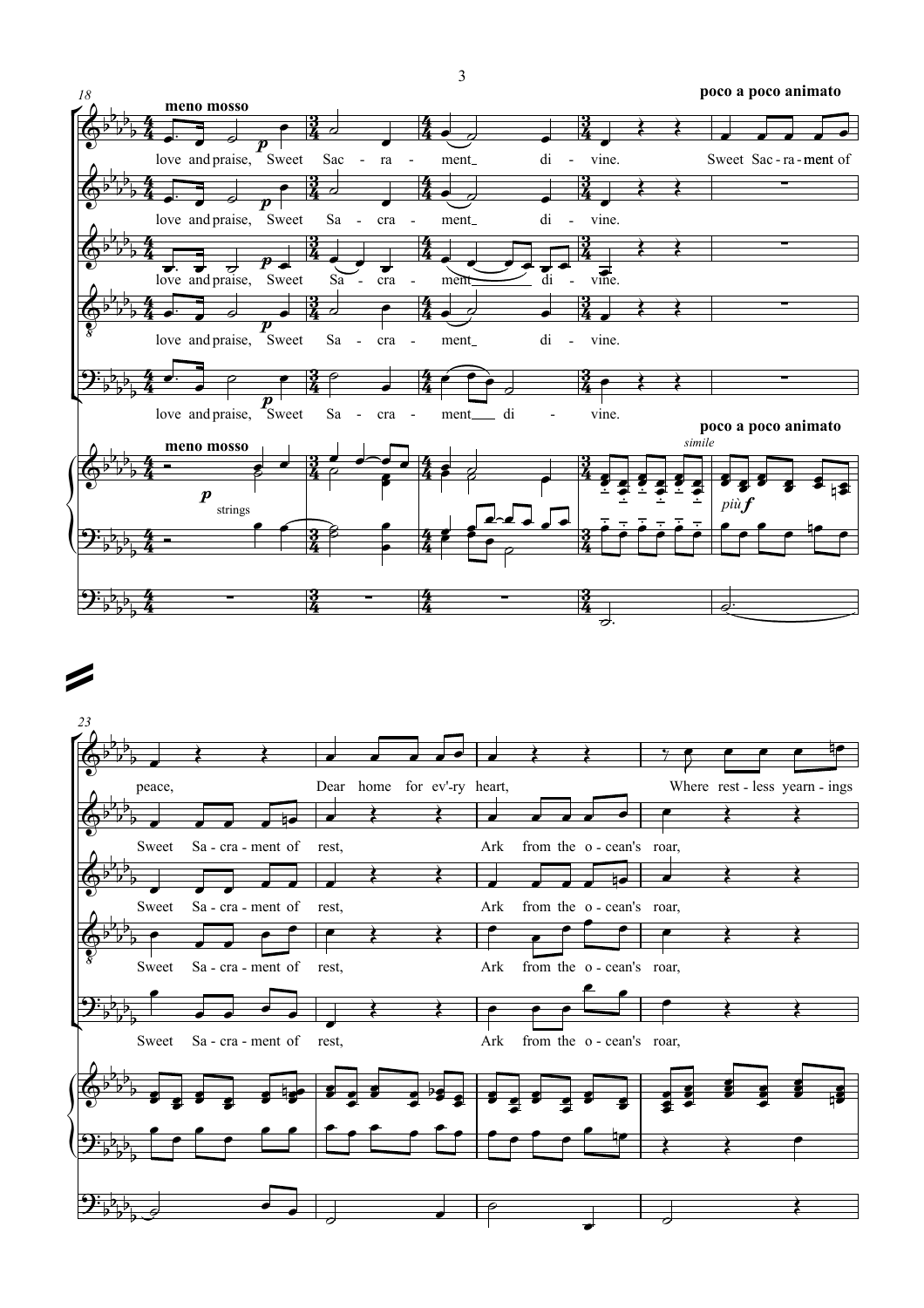**meno mosso** | **poco a poco animato**

love and praise, Sweet Sac - ra - ment di - vine. Sweet Sac - ra - ment of

love and praise, Sweet Sa - cra - ment di - vine.

love and praise, Sweet Sa - cra - ment di - vine.

love and praise, Sweet Sa - cra - ment di - vine.

love and praise, Sweet Sa - cra - ment di - vine.

*p* strings · *simile* · *più f*

peace, Dear home for ev'-ry heart, Where rest - less yearn - ings

Sweet Sa - cra - ment of rest, Ark from the o - cean's roar,

Sweet Sa - cra - ment of rest, Ark from the o - cean's roar,

Sweet Sa - cra - ment of rest, Ark from the o - cean's roar,

Sweet Sa - cra - ment of rest, Ark from the o - cean's roar,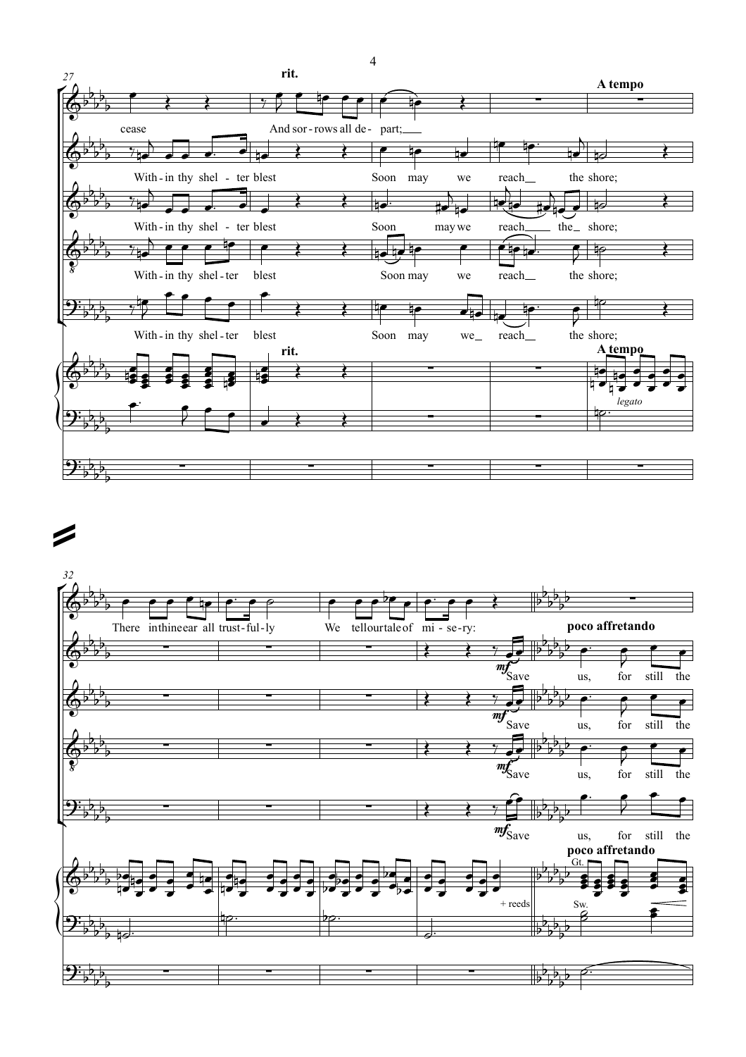**rit.** **A tempo**

cease And sor - rows all de - part;

With - in thy shel - ter blest Soon may we reach the shore;

With - in thy shel - ter blest Soon may we reach the shore;

With - in thy shel - ter blest Soon may we reach the shore;

With - in thy shel - ter blest Soon may we reach the shore;

*legato*

There in thine ear all trust - ful - ly We tell our tale of mi - se - ry:

**poco affretando**

*mf* Save us, for still the

*mf* Save us, for still the

*mf* Save us, for still the

*mf* Save us, for still the

+ reeds

Gt.

Sw.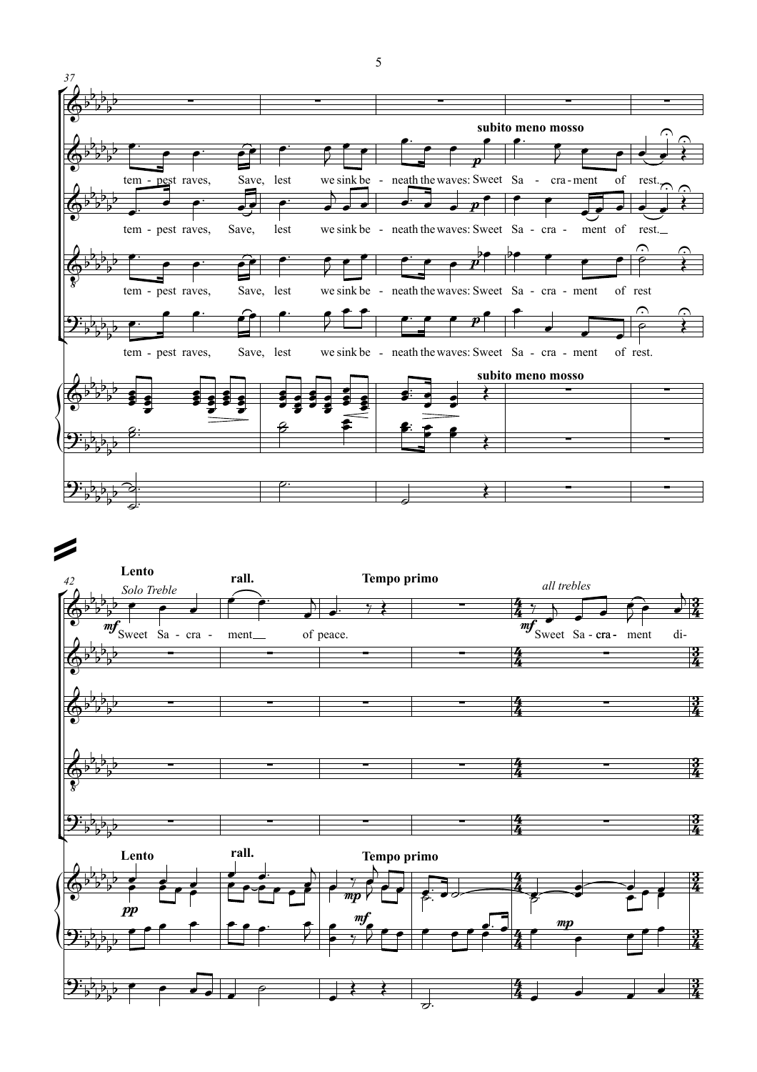subito meno mosso

tem - pest raves, Save, lest we sink be - neath the waves: Sweet Sa - cra - ment of rest.

tem - pest raves, Save, lest we sink be - neath the waves: Sweet Sa - cra - ment of rest.

tem - pest raves, Save, lest we sink be - neath the waves: Sweet Sa - cra - ment of rest

tem - pest raves, Save, lest we sink be - neath the waves: Sweet Sa - cra - ment of rest.

subito meno mosso

Lento *Solo Treble* rall. Tempo primo *all trebles*

*mf* Sweet Sa - cra - ment of peace.

*mf* Sweet Sa - cra - ment di-

Lento rall. Tempo primo

*pp* *mp* *mf* *mp*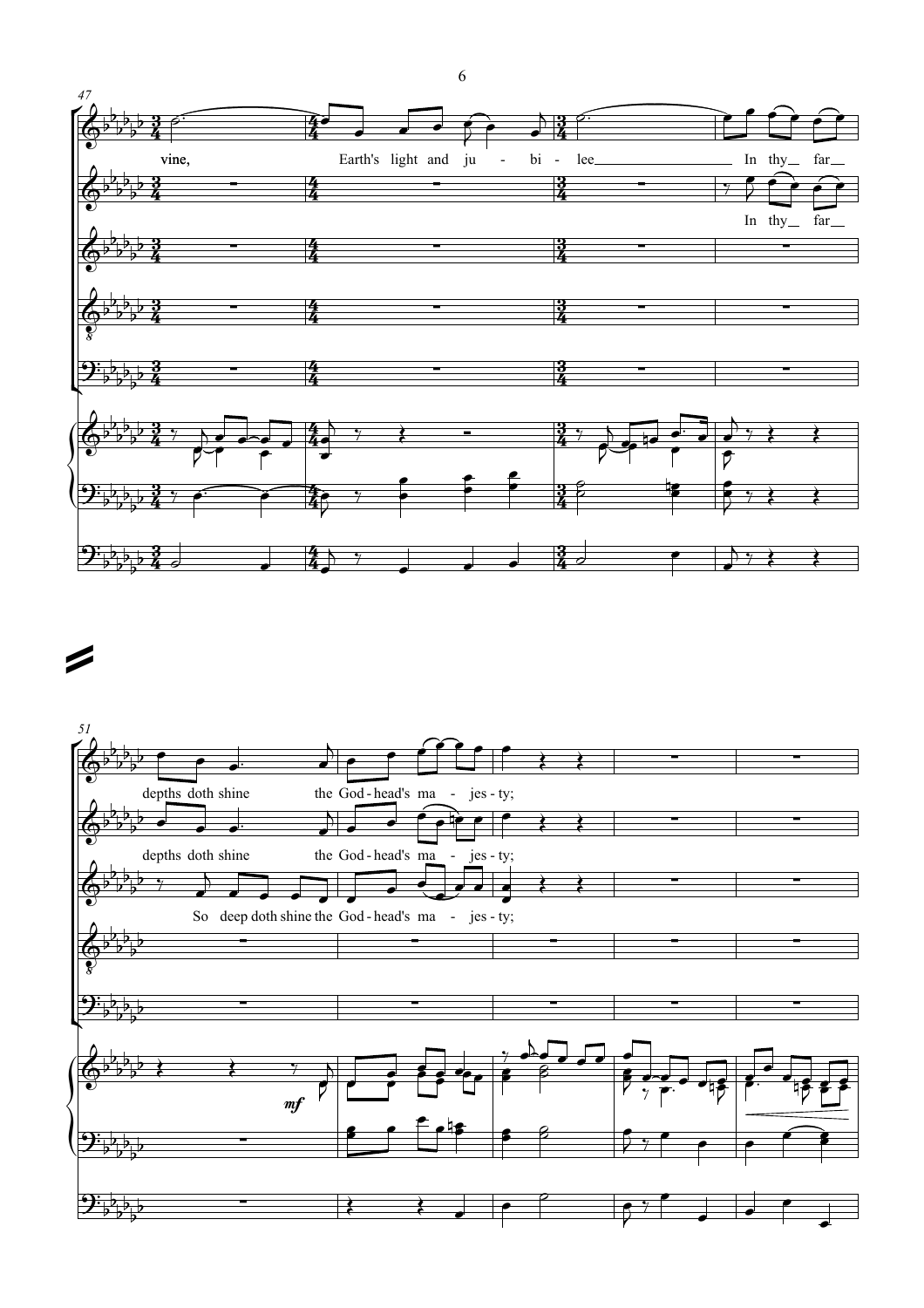47

vine, Earth's light and ju - bi - lee In thy far

In thy far

51

depths doth shine the God - head's ma - jes - ty;

depths doth shine the God - head's ma - jes - ty;

So deep doth shine the God - head's ma - jes - ty;

*mf*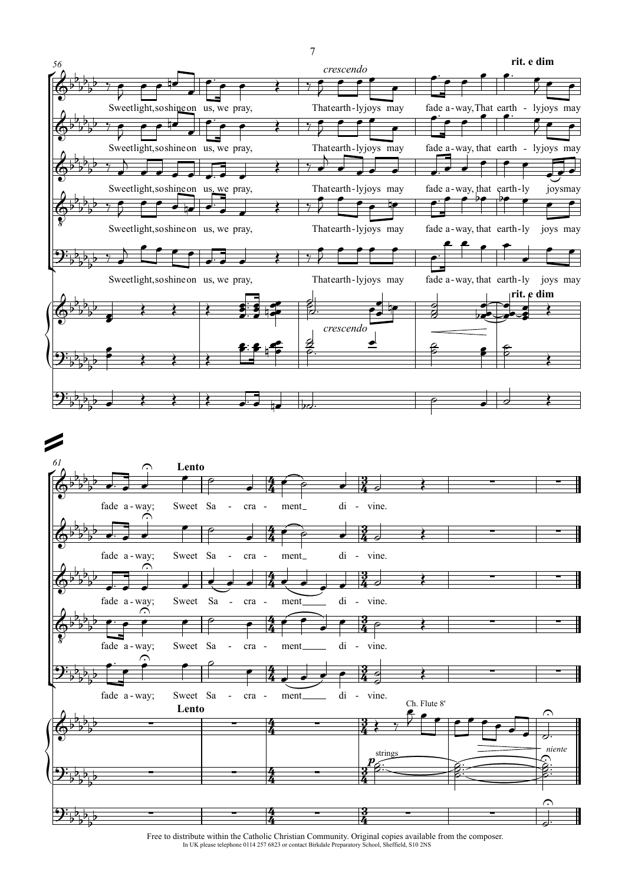Free to distribute within the Catholic Christian Community. Original copies available from the composer.
In UK please telephone 0114 257 6823 or contact Birkdale Preparatory School, Sheffield, S10 2NS